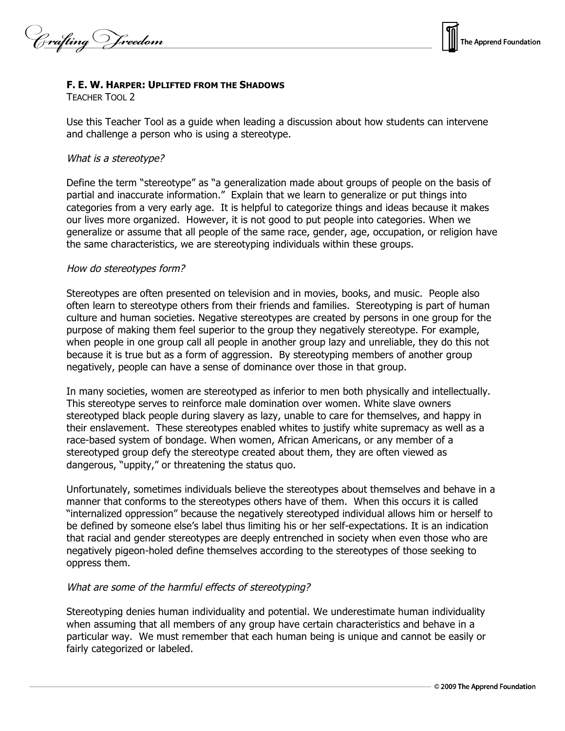## F. E. W. Harper: Uplifted from the Shadows

Teacher Tool 2

Use this Teacher Tool as a guide when leading a discussion about how students can intervene and challenge a person who is using a stereotype.

*What is a stereotype?*

Define the term "stereotype" as "a generalization made about groups of people on the basis of partial and inaccurate information." Explain that we learn to generalize or put things into categories from a very early age. It is helpful to categorize things and ideas because it makes our lives more organized. However, it is not good to put people into categories. When we generalize or assume that all people of the same race, gender, age, occupation, or religion have the same characteristics, we are stereotyping individuals within these groups.

*How do stereotypes form?*

Stereotypes are often presented on television and in movies, books, and music. People also often learn to stereotype others from their friends and families. Stereotyping is part of human culture and human societies. Negative stereotypes are created by persons in one group for the purpose of making them feel superior to the group they negatively stereotype. For example, when people in one group call all people in another group lazy and unreliable, they do this not because it is true but as a form of aggression. By stereotyping members of another group negatively, people can have a sense of dominance over those in that group.

In many societies, women are stereotyped as inferior to men both physically and intellectually. This stereotype serves to reinforce male domination over women. White slave owners stereotyped black people during slavery as lazy, unable to care for themselves, and happy in their enslavement. These stereotypes enabled whites to justify white supremacy as well as a race-based system of bondage. When women, African Americans, or any member of a stereotyped group defy the stereotype created about them, they are often viewed as dangerous, "uppity," or threatening the status quo.

Unfortunately, sometimes individuals believe the stereotypes about themselves and behave in a manner that conforms to the stereotypes others have of them. When this occurs it is called "internalized oppression" because the negatively stereotyped individual allows him or herself to be defined by someone else's label thus limiting his or her self-expectations. It is an indication that racial and gender stereotypes are deeply entrenched in society when even those who are negatively pigeon-holed define themselves according to the stereotypes of those seeking to oppress them.

*What are some of the harmful effects of stereotyping?*

Stereotyping denies human individuality and potential. We underestimate human individuality when assuming that all members of any group have certain characteristics and behave in a particular way. We must remember that each human being is unique and cannot be easily or fairly categorized or labeled.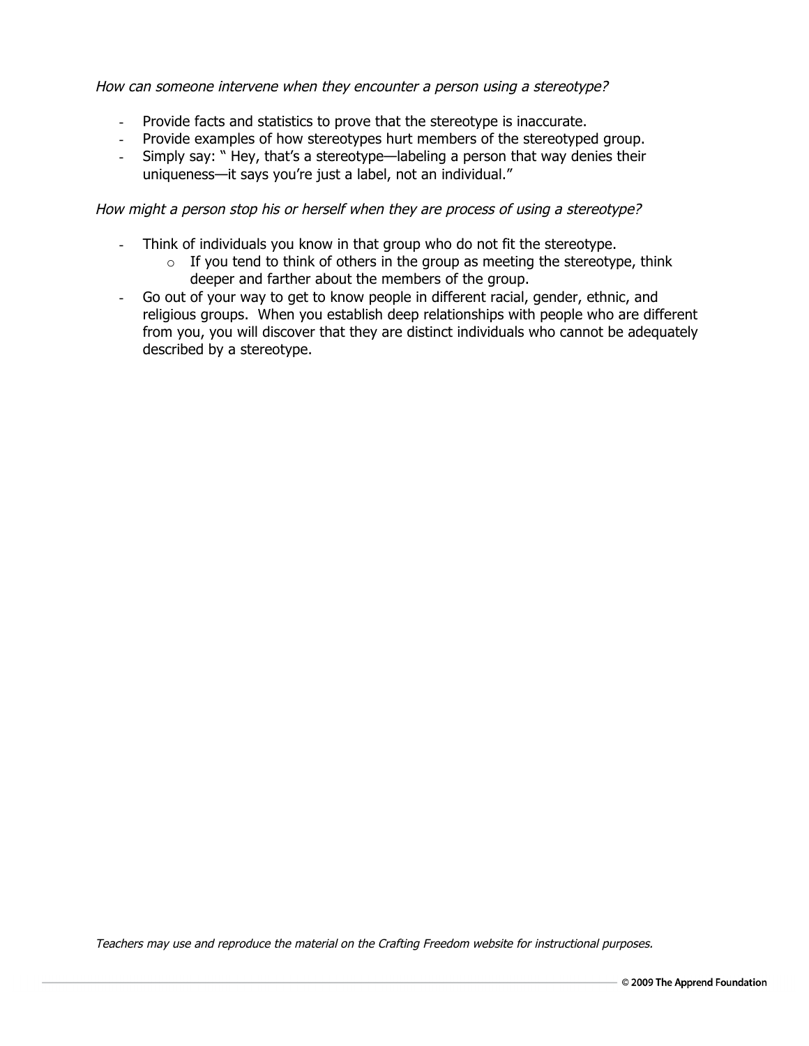*How can someone intervene when they encounter a person using a stereotype?*

- Provide facts and statistics to prove that the stereotype is inaccurate.
- Provide examples of how stereotypes hurt members of the stereotyped group.
- Simply say: " Hey, that's a stereotype—labeling a person that way denies their uniqueness—it says you're just a label, not an individual."

*How might a person stop his or herself when they are process of using a stereotype?*

- Think of individuals you know in that group who do not fit the stereotype.
  - If you tend to think of others in the group as meeting the stereotype, think deeper and farther about the members of the group.
- Go out of your way to get to know people in different racial, gender, ethnic, and religious groups. When you establish deep relationships with people who are different from you, you will discover that they are distinct individuals who cannot be adequately described by a stereotype.

*Teachers may use and reproduce the material on the Crafting Freedom website for instructional purposes.*

© 2009 The Apprend Foundation